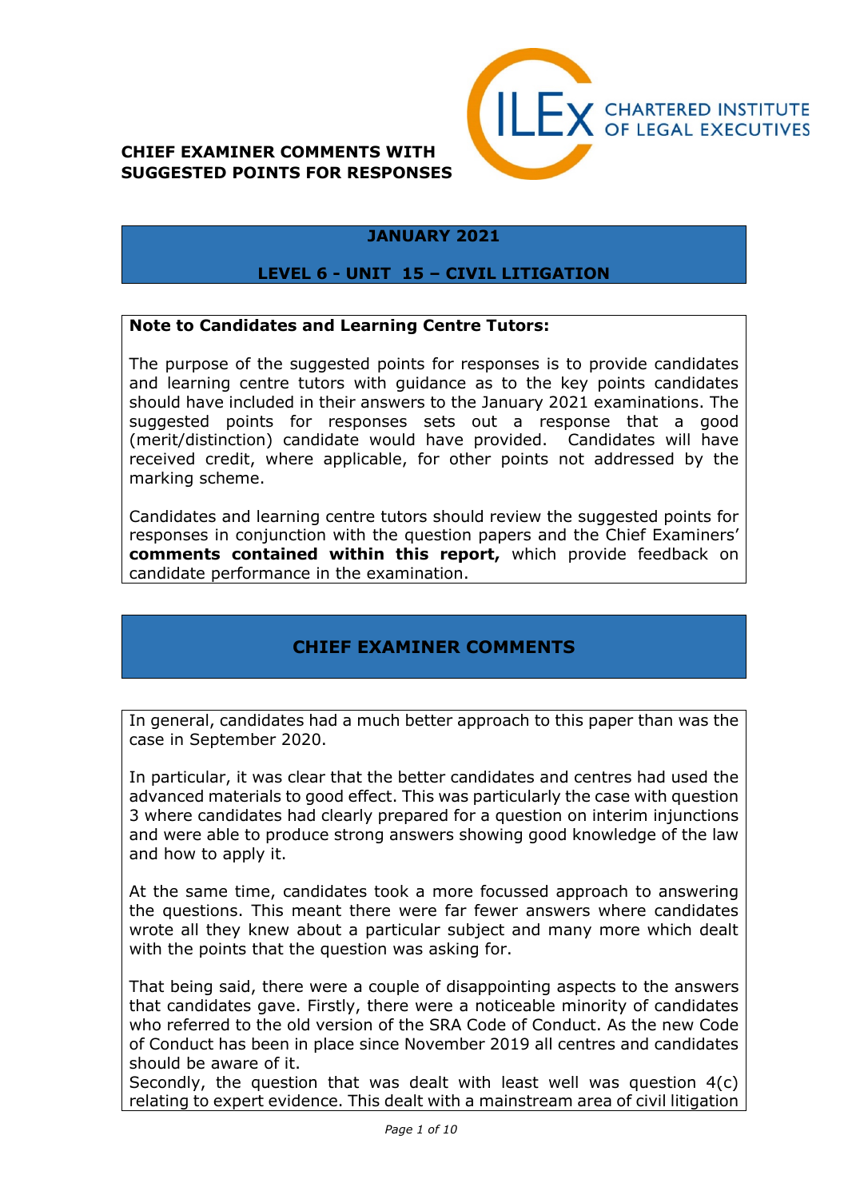CHARTERED INSTITUTE OF LEGAL EXECUTIVES

**CHIEF EXAMINER COMMENTS WITH SUGGESTED POINTS FOR RESPONSES**

## JANUARY 2021

## LEVEL 6 - UNIT 15 – CIVIL LITIGATION

**Note to Candidates and Learning Centre Tutors:**

The purpose of the suggested points for responses is to provide candidates and learning centre tutors with guidance as to the key points candidates should have included in their answers to the January 2021 examinations. The suggested points for responses sets out a response that a good (merit/distinction) candidate would have provided. Candidates will have received credit, where applicable, for other points not addressed by the marking scheme.

Candidates and learning centre tutors should review the suggested points for responses in conjunction with the question papers and the Chief Examiners' **comments contained within this report,** which provide feedback on candidate performance in the examination.

## CHIEF EXAMINER COMMENTS

In general, candidates had a much better approach to this paper than was the case in September 2020.

In particular, it was clear that the better candidates and centres had used the advanced materials to good effect. This was particularly the case with question 3 where candidates had clearly prepared for a question on interim injunctions and were able to produce strong answers showing good knowledge of the law and how to apply it.

At the same time, candidates took a more focussed approach to answering the questions. This meant there were far fewer answers where candidates wrote all they knew about a particular subject and many more which dealt with the points that the question was asking for.

That being said, there were a couple of disappointing aspects to the answers that candidates gave. Firstly, there were a noticeable minority of candidates who referred to the old version of the SRA Code of Conduct. As the new Code of Conduct has been in place since November 2019 all centres and candidates should be aware of it.
Secondly, the question that was dealt with least well was question 4(c) relating to expert evidence. This dealt with a mainstream area of civil litigation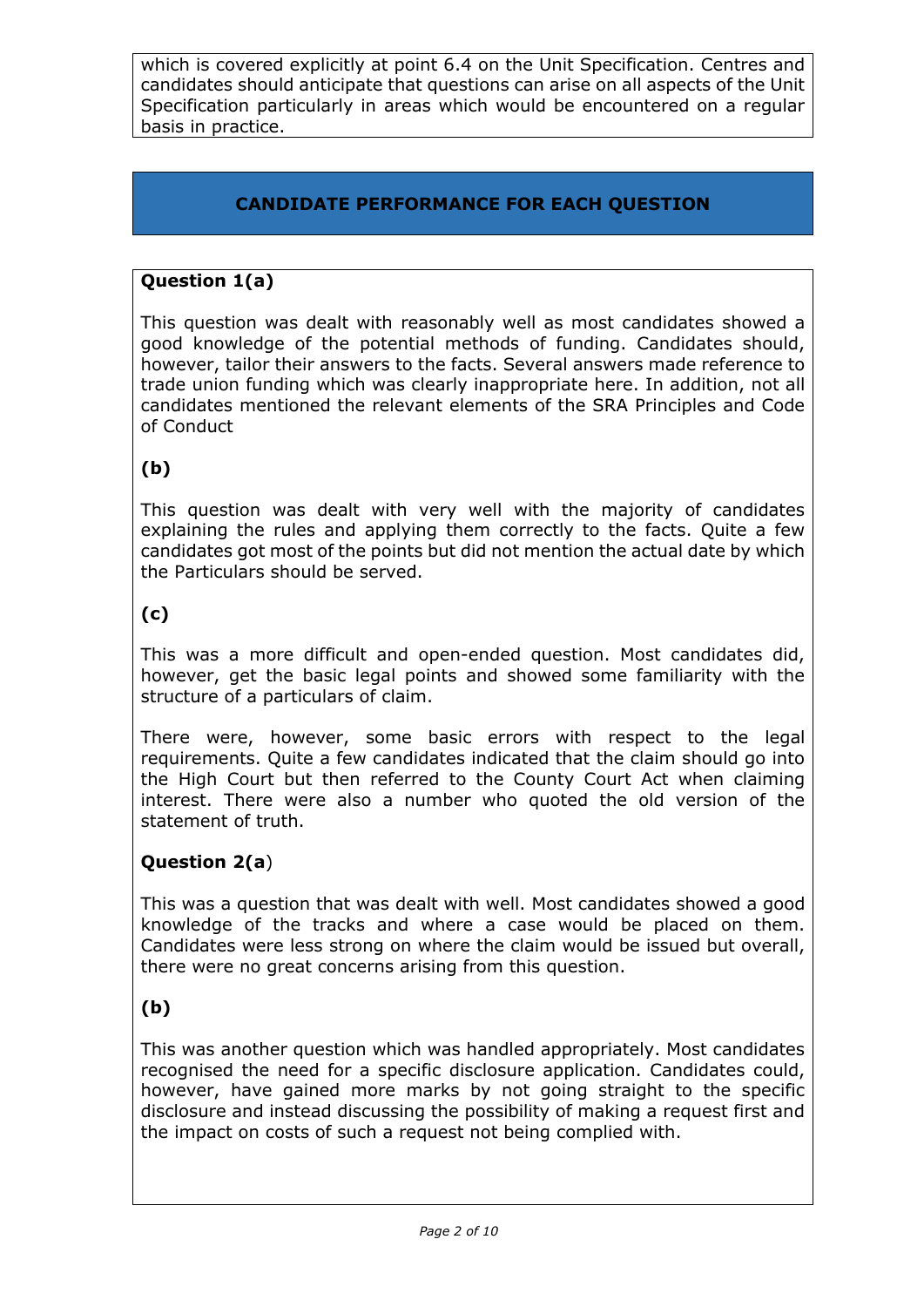which is covered explicitly at point 6.4 on the Unit Specification. Centres and candidates should anticipate that questions can arise on all aspects of the Unit Specification particularly in areas which would be encountered on a regular basis in practice.

## CANDIDATE PERFORMANCE FOR EACH QUESTION

### Question 1(a)

This question was dealt with reasonably well as most candidates showed a good knowledge of the potential methods of funding. Candidates should, however, tailor their answers to the facts. Several answers made reference to trade union funding which was clearly inappropriate here. In addition, not all candidates mentioned the relevant elements of the SRA Principles and Code of Conduct

### (b)

This question was dealt with very well with the majority of candidates explaining the rules and applying them correctly to the facts. Quite a few candidates got most of the points but did not mention the actual date by which the Particulars should be served.

### (c)

This was a more difficult and open-ended question. Most candidates did, however, get the basic legal points and showed some familiarity with the structure of a particulars of claim.

There were, however, some basic errors with respect to the legal requirements. Quite a few candidates indicated that the claim should go into the High Court but then referred to the County Court Act when claiming interest. There were also a number who quoted the old version of the statement of truth.

### Question 2(a)

This was a question that was dealt with well. Most candidates showed a good knowledge of the tracks and where a case would be placed on them. Candidates were less strong on where the claim would be issued but overall, there were no great concerns arising from this question.

### (b)

This was another question which was handled appropriately. Most candidates recognised the need for a specific disclosure application. Candidates could, however, have gained more marks by not going straight to the specific disclosure and instead discussing the possibility of making a request first and the impact on costs of such a request not being complied with.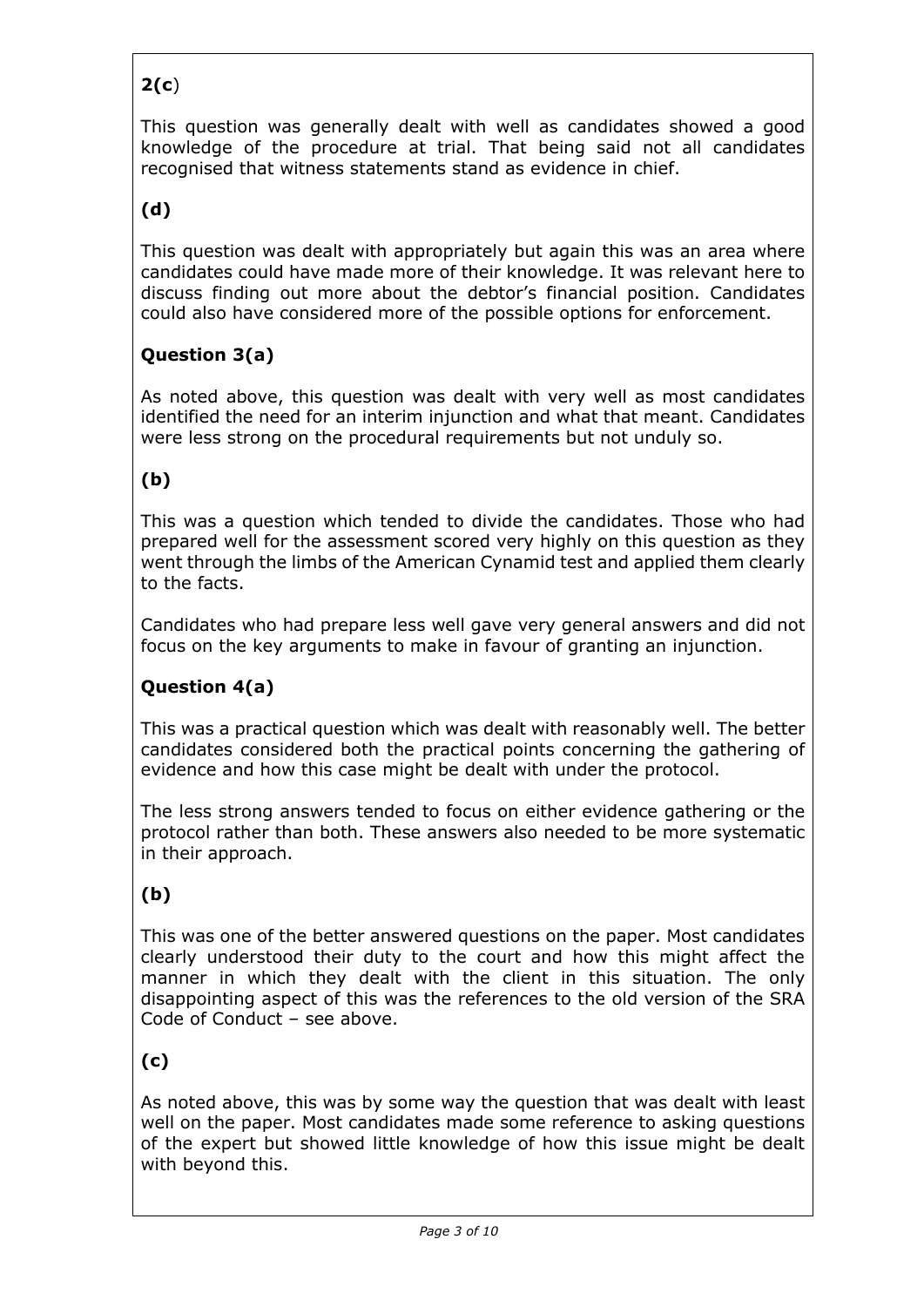**2(c)**

This question was generally dealt with well as candidates showed a good knowledge of the procedure at trial. That being said not all candidates recognised that witness statements stand as evidence in chief.

**(d)**

This question was dealt with appropriately but again this was an area where candidates could have made more of their knowledge. It was relevant here to discuss finding out more about the debtor's financial position. Candidates could also have considered more of the possible options for enforcement.

**Question 3(a)**

As noted above, this question was dealt with very well as most candidates identified the need for an interim injunction and what that meant. Candidates were less strong on the procedural requirements but not unduly so.

**(b)**

This was a question which tended to divide the candidates. Those who had prepared well for the assessment scored very highly on this question as they went through the limbs of the American Cynamid test and applied them clearly to the facts.

Candidates who had prepare less well gave very general answers and did not focus on the key arguments to make in favour of granting an injunction.

**Question 4(a)**

This was a practical question which was dealt with reasonably well. The better candidates considered both the practical points concerning the gathering of evidence and how this case might be dealt with under the protocol.

The less strong answers tended to focus on either evidence gathering or the protocol rather than both. These answers also needed to be more systematic in their approach.

**(b)**

This was one of the better answered questions on the paper. Most candidates clearly understood their duty to the court and how this might affect the manner in which they dealt with the client in this situation. The only disappointing aspect of this was the references to the old version of the SRA Code of Conduct – see above.

**(c)**

As noted above, this was by some way the question that was dealt with least well on the paper. Most candidates made some reference to asking questions of the expert but showed little knowledge of how this issue might be dealt with beyond this.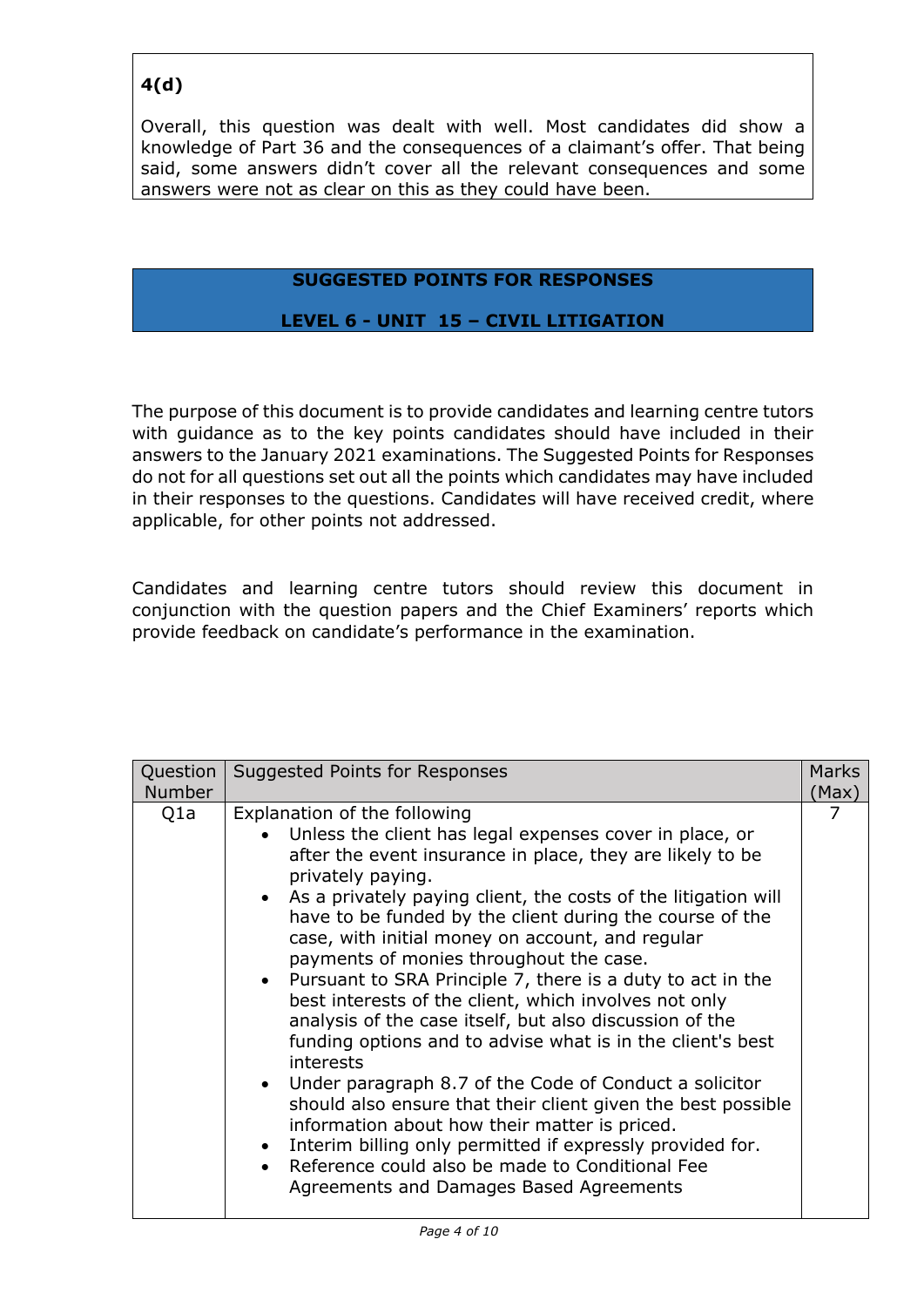**4(d)**

Overall, this question was dealt with well. Most candidates did show a knowledge of Part 36 and the consequences of a claimant's offer. That being said, some answers didn't cover all the relevant consequences and some answers were not as clear on this as they could have been.

## SUGGESTED POINTS FOR RESPONSES

## LEVEL 6 - UNIT 15 – CIVIL LITIGATION

The purpose of this document is to provide candidates and learning centre tutors with guidance as to the key points candidates should have included in their answers to the January 2021 examinations. The Suggested Points for Responses do not for all questions set out all the points which candidates may have included in their responses to the questions. Candidates will have received credit, where applicable, for other points not addressed.

Candidates and learning centre tutors should review this document in conjunction with the question papers and the Chief Examiners' reports which provide feedback on candidate's performance in the examination.

| Question Number | Suggested Points for Responses | Marks (Max) |
|---|---|---|
| Q1a | Explanation of the following<br>• Unless the client has legal expenses cover in place, or after the event insurance in place, they are likely to be privately paying.<br>• As a privately paying client, the costs of the litigation will have to be funded by the client during the course of the case, with initial money on account, and regular payments of monies throughout the case.<br>• Pursuant to SRA Principle 7, there is a duty to act in the best interests of the client, which involves not only analysis of the case itself, but also discussion of the funding options and to advise what is in the client's best interests<br>• Under paragraph 8.7 of the Code of Conduct a solicitor should also ensure that their client given the best possible information about how their matter is priced.<br>• Interim billing only permitted if expressly provided for.<br>• Reference could also be made to Conditional Fee Agreements and Damages Based Agreements | 7 |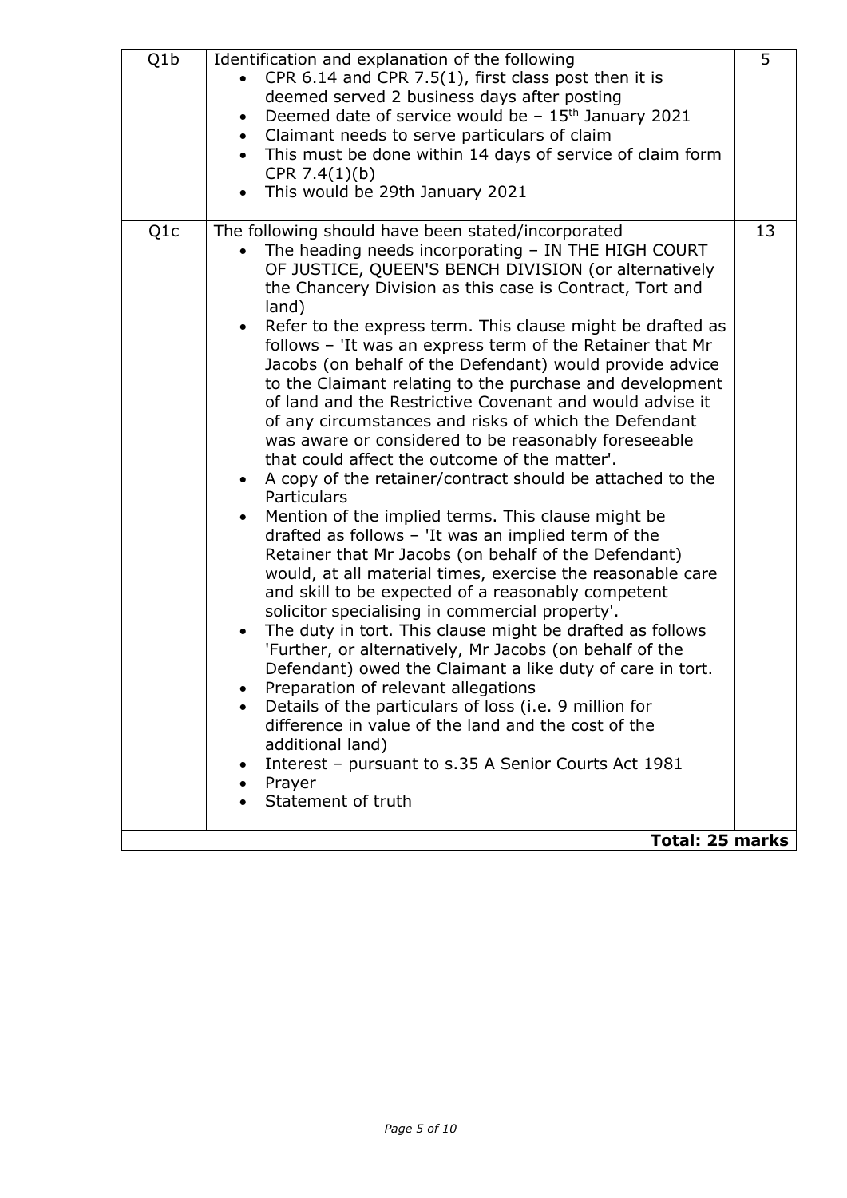| Q1b | Identification and explanation of the following<br>• CPR 6.14 and CPR 7.5(1), first class post then it is deemed served 2 business days after posting<br>• Deemed date of service would be – $15^{th}$ January 2021<br>• Claimant needs to serve particulars of claim<br>• This must be done within 14 days of service of claim form CPR 7.4(1)(b)<br>• This would be 29th January 2021 | 5 |
|---|---|---|
| Q1c | The following should have been stated/incorporated<br>• The heading needs incorporating – IN THE HIGH COURT OF JUSTICE, QUEEN'S BENCH DIVISION (or alternatively the Chancery Division as this case is Contract, Tort and land)<br>• Refer to the express term. This clause might be drafted as follows – 'It was an express term of the Retainer that Mr Jacobs (on behalf of the Defendant) would provide advice to the Claimant relating to the purchase and development of land and the Restrictive Covenant and would advise it of any circumstances and risks of which the Defendant was aware or considered to be reasonably foreseeable that could affect the outcome of the matter'.<br>• A copy of the retainer/contract should be attached to the Particulars<br>• Mention of the implied terms. This clause might be drafted as follows – 'It was an implied term of the Retainer that Mr Jacobs (on behalf of the Defendant) would, at all material times, exercise the reasonable care and skill to be expected of a reasonably competent solicitor specialising in commercial property'.<br>• The duty in tort. This clause might be drafted as follows 'Further, or alternatively, Mr Jacobs (on behalf of the Defendant) owed the Claimant a like duty of care in tort.<br>• Preparation of relevant allegations<br>• Details of the particulars of loss (i.e. 9 million for difference in value of the land and the cost of the additional land)<br>• Interest – pursuant to s.35 A Senior Courts Act 1981<br>• Prayer<br>• Statement of truth | 13 |
| | | **Total: 25 marks** |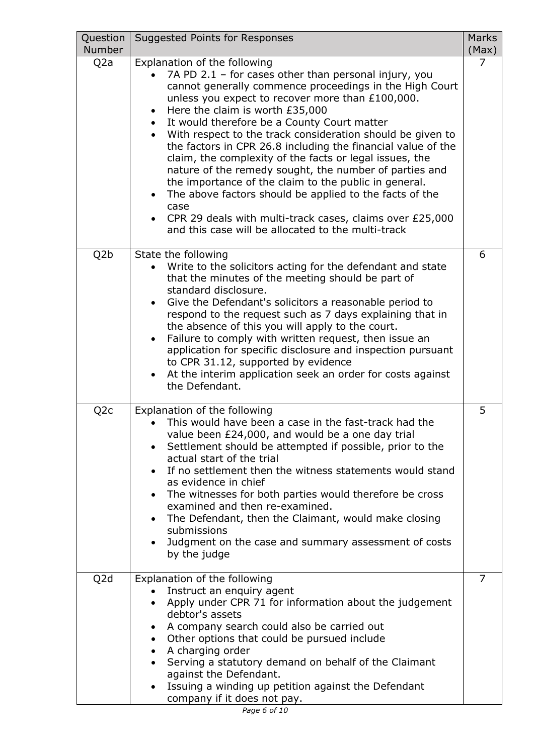| Question Number | Suggested Points for Responses | Marks (Max) |
|---|---|---|
| Q2a | Explanation of the following<br>• 7A PD 2.1 – for cases other than personal injury, you cannot generally commence proceedings in the High Court unless you expect to recover more than £100,000.<br>• Here the claim is worth £35,000<br>• It would therefore be a County Court matter<br>• With respect to the track consideration should be given to the factors in CPR 26.8 including the financial value of the claim, the complexity of the facts or legal issues, the nature of the remedy sought, the number of parties and the importance of the claim to the public in general.<br>• The above factors should be applied to the facts of the case<br>• CPR 29 deals with multi-track cases, claims over £25,000 and this case will be allocated to the multi-track | 7 |
| Q2b | State the following<br>• Write to the solicitors acting for the defendant and state that the minutes of the meeting should be part of standard disclosure.<br>• Give the Defendant's solicitors a reasonable period to respond to the request such as 7 days explaining that in the absence of this you will apply to the court.<br>• Failure to comply with written request, then issue an application for specific disclosure and inspection pursuant to CPR 31.12, supported by evidence<br>• At the interim application seek an order for costs against the Defendant. | 6 |
| Q2c | Explanation of the following<br>• This would have been a case in the fast-track had the value been £24,000, and would be a one day trial<br>• Settlement should be attempted if possible, prior to the actual start of the trial<br>• If no settlement then the witness statements would stand as evidence in chief<br>• The witnesses for both parties would therefore be cross examined and then re-examined.<br>• The Defendant, then the Claimant, would make closing submissions<br>• Judgment on the case and summary assessment of costs by the judge | 5 |
| Q2d | Explanation of the following<br>• Instruct an enquiry agent<br>• Apply under CPR 71 for information about the judgement debtor's assets<br>• A company search could also be carried out<br>• Other options that could be pursued include<br>• A charging order<br>• Serving a statutory demand on behalf of the Claimant against the Defendant.<br>• Issuing a winding up petition against the Defendant company if it does not pay. | 7 |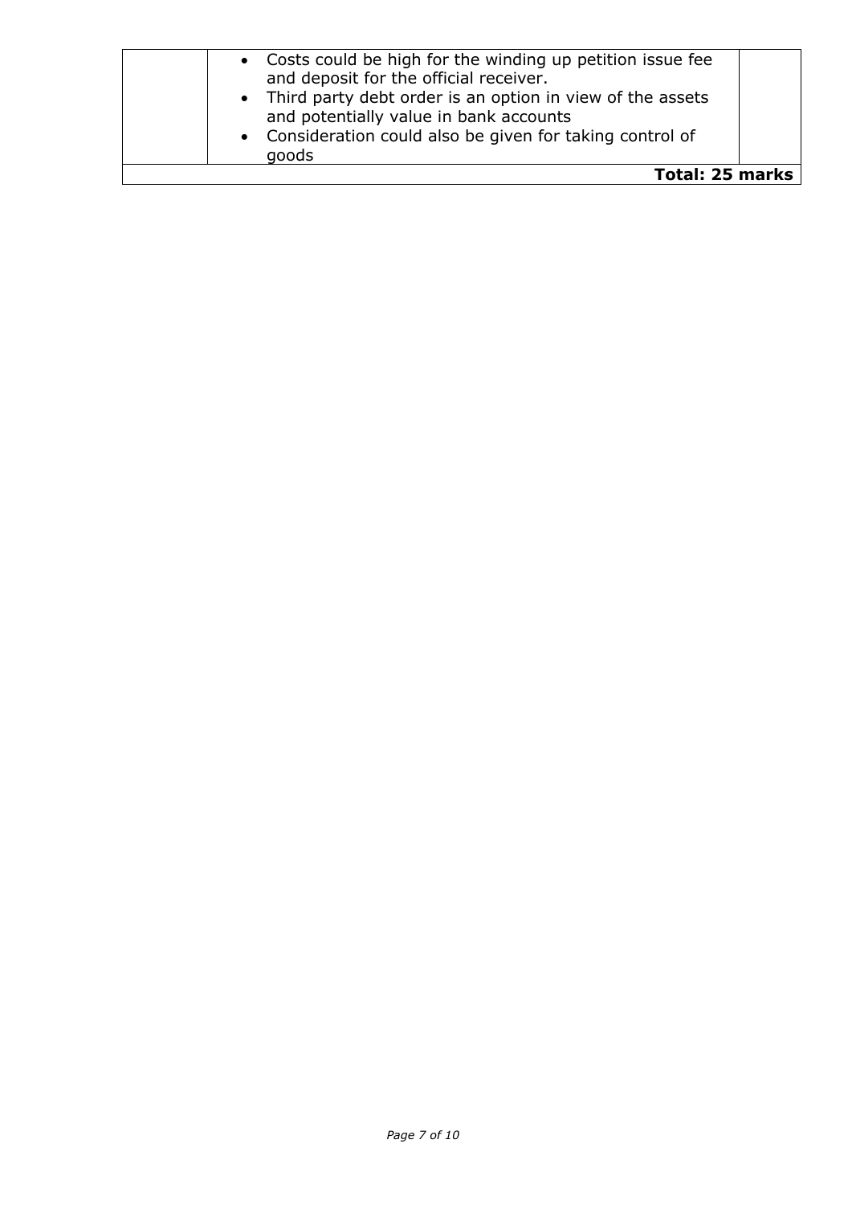| | | |
|---|---|---|
| | • Costs could be high for the winding up petition issue fee and deposit for the official receiver.<br>• Third party debt order is an option in view of the assets and potentially value in bank accounts<br>• Consideration could also be given for taking control of goods | |
| | | **Total: 25 marks** |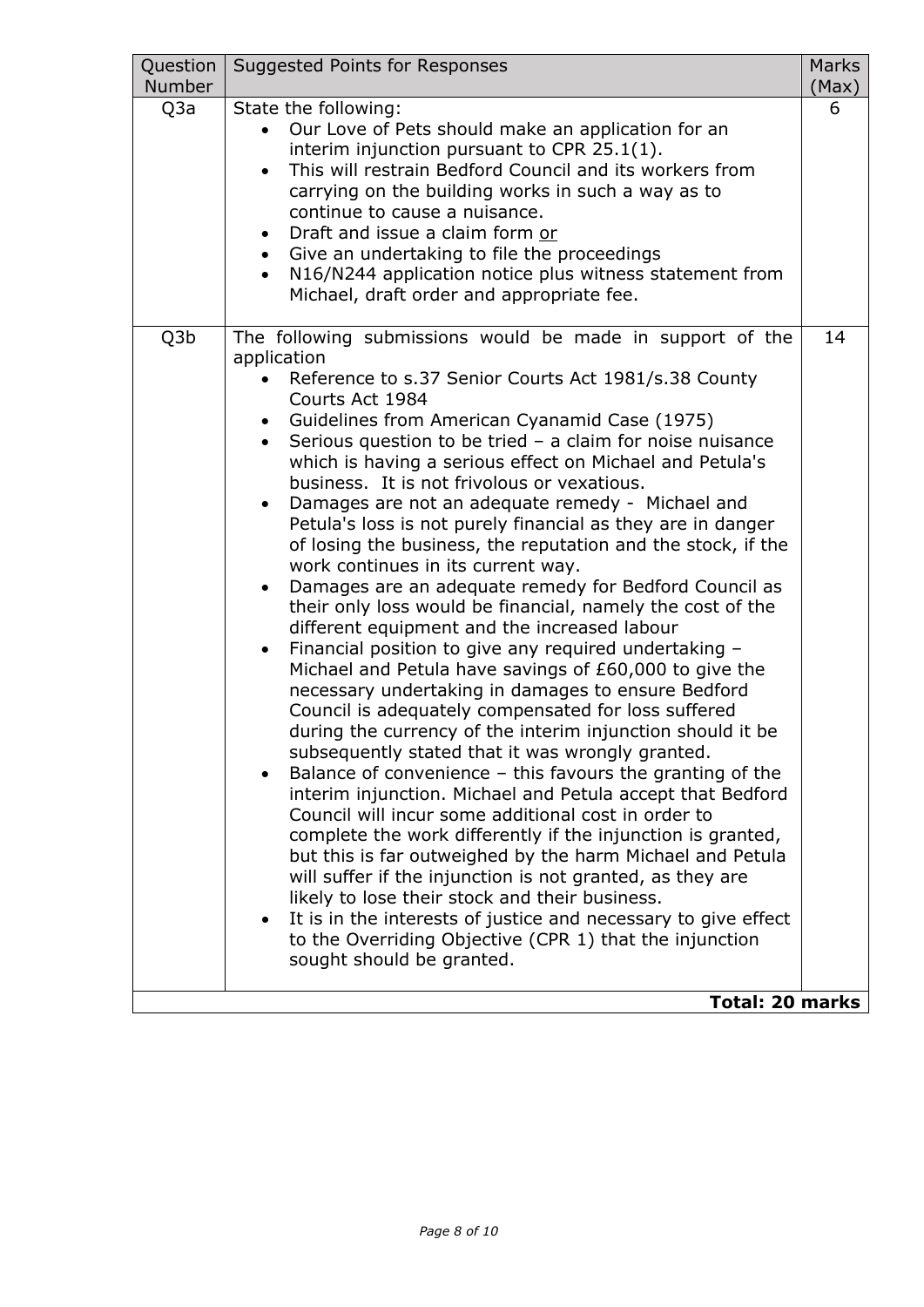| Question Number | Suggested Points for Responses | Marks (Max) |
|---|---|---|
| Q3a | State the following:<br>• Our Love of Pets should make an application for an interim injunction pursuant to CPR 25.1(1).<br>• This will restrain Bedford Council and its workers from carrying on the building works in such a way as to continue to cause a nuisance.<br>• Draft and issue a claim form <u>or</u><br>• Give an undertaking to file the proceedings<br>• N16/N244 application notice plus witness statement from Michael, draft order and appropriate fee. | 6 |
| Q3b | The following submissions would be made in support of the application<br>• Reference to s.37 Senior Courts Act 1981/s.38 County Courts Act 1984<br>• Guidelines from American Cyanamid Case (1975)<br>• Serious question to be tried – a claim for noise nuisance which is having a serious effect on Michael and Petula's business. It is not frivolous or vexatious.<br>• Damages are not an adequate remedy - Michael and Petula's loss is not purely financial as they are in danger of losing the business, the reputation and the stock, if the work continues in its current way.<br>• Damages are an adequate remedy for Bedford Council as their only loss would be financial, namely the cost of the different equipment and the increased labour<br>• Financial position to give any required undertaking – Michael and Petula have savings of £60,000 to give the necessary undertaking in damages to ensure Bedford Council is adequately compensated for loss suffered during the currency of the interim injunction should it be subsequently stated that it was wrongly granted.<br>• Balance of convenience – this favours the granting of the interim injunction. Michael and Petula accept that Bedford Council will incur some additional cost in order to complete the work differently if the injunction is granted, but this is far outweighed by the harm Michael and Petula will suffer if the injunction is not granted, as they are likely to lose their stock and their business.<br>• It is in the interests of justice and necessary to give effect to the Overriding Objective (CPR 1) that the injunction sought should be granted. | 14 |
| | | **Total: 20 marks** |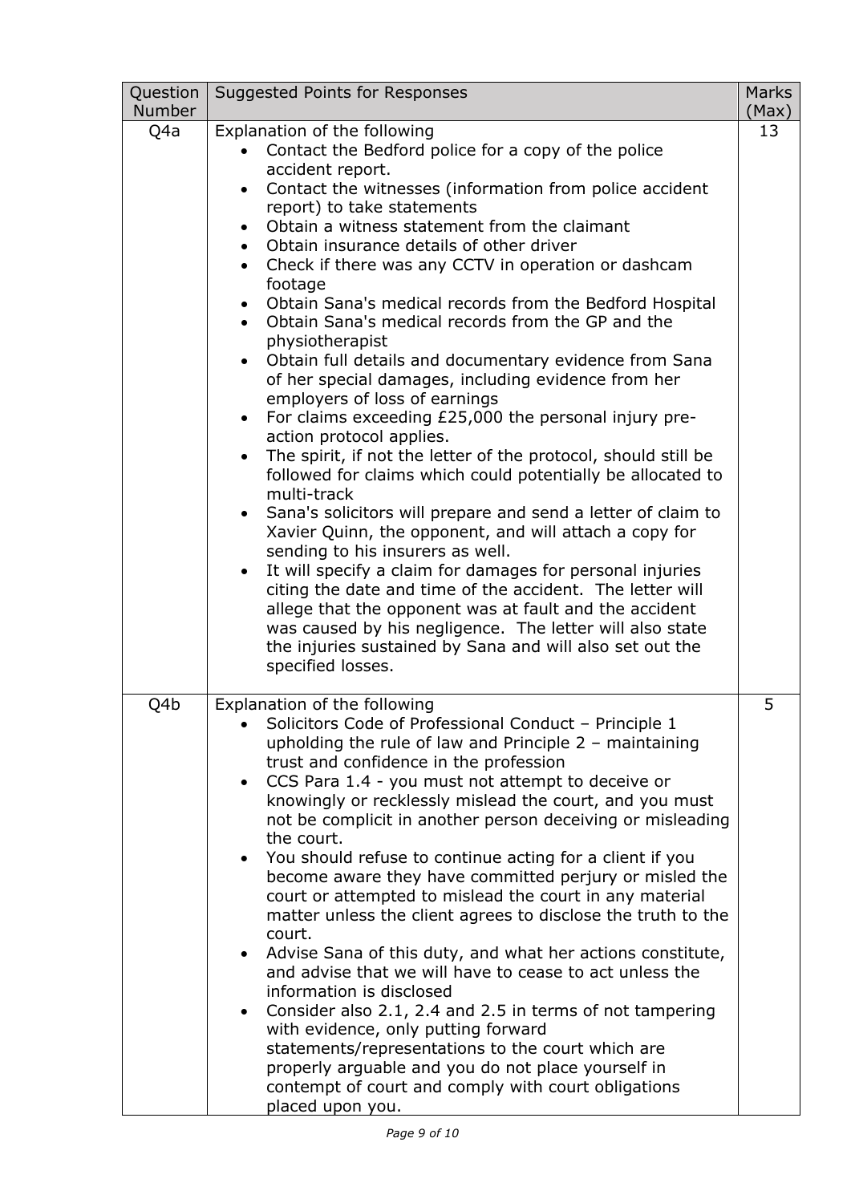| Question Number | Suggested Points for Responses | Marks (Max) |
|---|---|---|
| Q4a | Explanation of the following<br>• Contact the Bedford police for a copy of the police accident report.<br>• Contact the witnesses (information from police accident report) to take statements<br>• Obtain a witness statement from the claimant<br>• Obtain insurance details of other driver<br>• Check if there was any CCTV in operation or dashcam footage<br>• Obtain Sana's medical records from the Bedford Hospital<br>• Obtain Sana's medical records from the GP and the physiotherapist<br>• Obtain full details and documentary evidence from Sana of her special damages, including evidence from her employers of loss of earnings<br>• For claims exceeding £25,000 the personal injury pre-action protocol applies.<br>• The spirit, if not the letter of the protocol, should still be followed for claims which could potentially be allocated to multi-track<br>• Sana's solicitors will prepare and send a letter of claim to Xavier Quinn, the opponent, and will attach a copy for sending to his insurers as well.<br>• It will specify a claim for damages for personal injuries citing the date and time of the accident. The letter will allege that the opponent was at fault and the accident was caused by his negligence. The letter will also state the injuries sustained by Sana and will also set out the specified losses. | 13 |
| Q4b | Explanation of the following<br>• Solicitors Code of Professional Conduct – Principle 1 upholding the rule of law and Principle 2 – maintaining trust and confidence in the profession<br>• CCS Para 1.4 - you must not attempt to deceive or knowingly or recklessly mislead the court, and you must not be complicit in another person deceiving or misleading the court.<br>• You should refuse to continue acting for a client if you become aware they have committed perjury or misled the court or attempted to mislead the court in any material matter unless the client agrees to disclose the truth to the court.<br>• Advise Sana of this duty, and what her actions constitute, and advise that we will have to cease to act unless the information is disclosed<br>• Consider also 2.1, 2.4 and 2.5 in terms of not tampering with evidence, only putting forward statements/representations to the court which are properly arguable and you do not place yourself in contempt of court and comply with court obligations placed upon you. | 5 |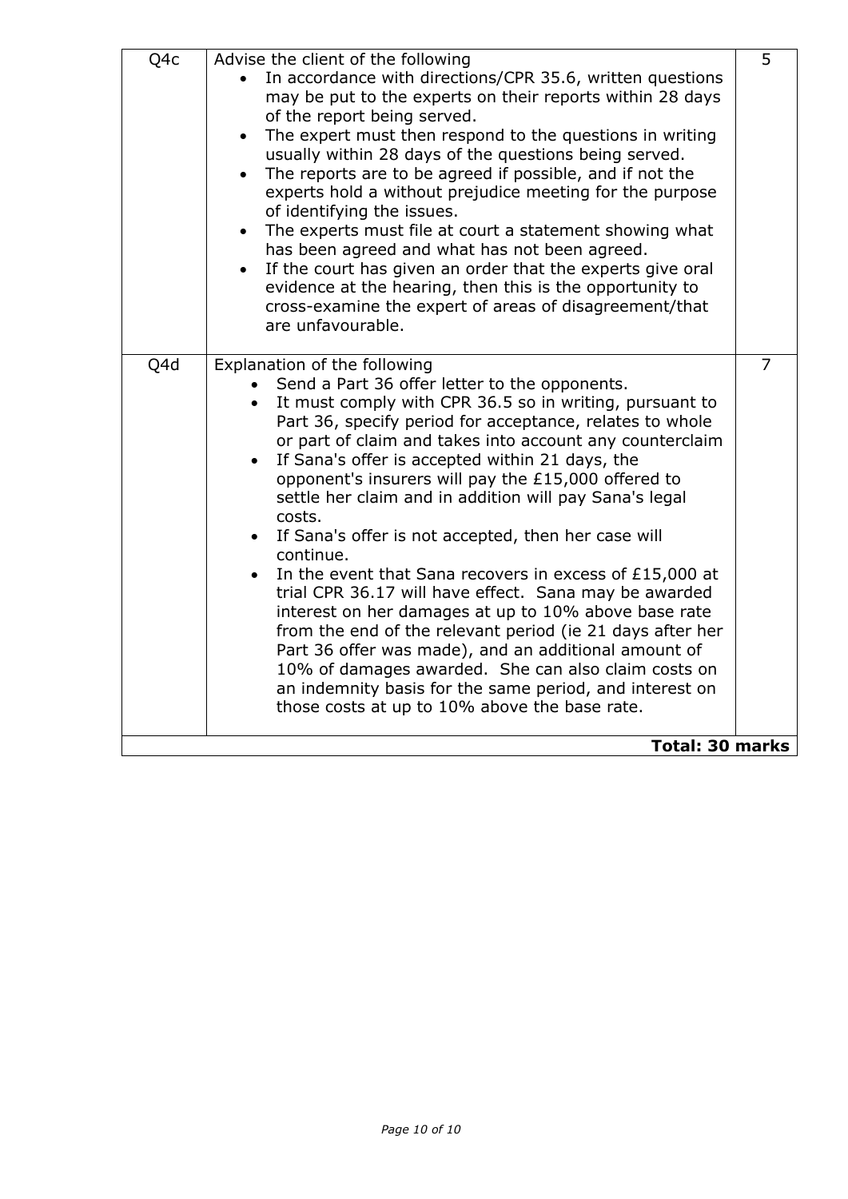| | | |
|---|---|---|
| Q4c | Advise the client of the following<br>• In accordance with directions/CPR 35.6, written questions may be put to the experts on their reports within 28 days of the report being served.<br>• The expert must then respond to the questions in writing usually within 28 days of the questions being served.<br>• The reports are to be agreed if possible, and if not the experts hold a without prejudice meeting for the purpose of identifying the issues.<br>• The experts must file at court a statement showing what has been agreed and what has not been agreed.<br>• If the court has given an order that the experts give oral evidence at the hearing, then this is the opportunity to cross-examine the expert of areas of disagreement/that are unfavourable. | 5 |
| Q4d | Explanation of the following<br>• Send a Part 36 offer letter to the opponents.<br>• It must comply with CPR 36.5 so in writing, pursuant to Part 36, specify period for acceptance, relates to whole or part of claim and takes into account any counterclaim<br>• If Sana's offer is accepted within 21 days, the opponent's insurers will pay the £15,000 offered to settle her claim and in addition will pay Sana's legal costs.<br>• If Sana's offer is not accepted, then her case will continue.<br>• In the event that Sana recovers in excess of £15,000 at trial CPR 36.17 will have effect. Sana may be awarded interest on her damages at up to 10% above base rate from the end of the relevant period (ie 21 days after her Part 36 offer was made), and an additional amount of 10% of damages awarded. She can also claim costs on an indemnity basis for the same period, and interest on those costs at up to 10% above the base rate. | 7 |
| | | **Total: 30 marks** |